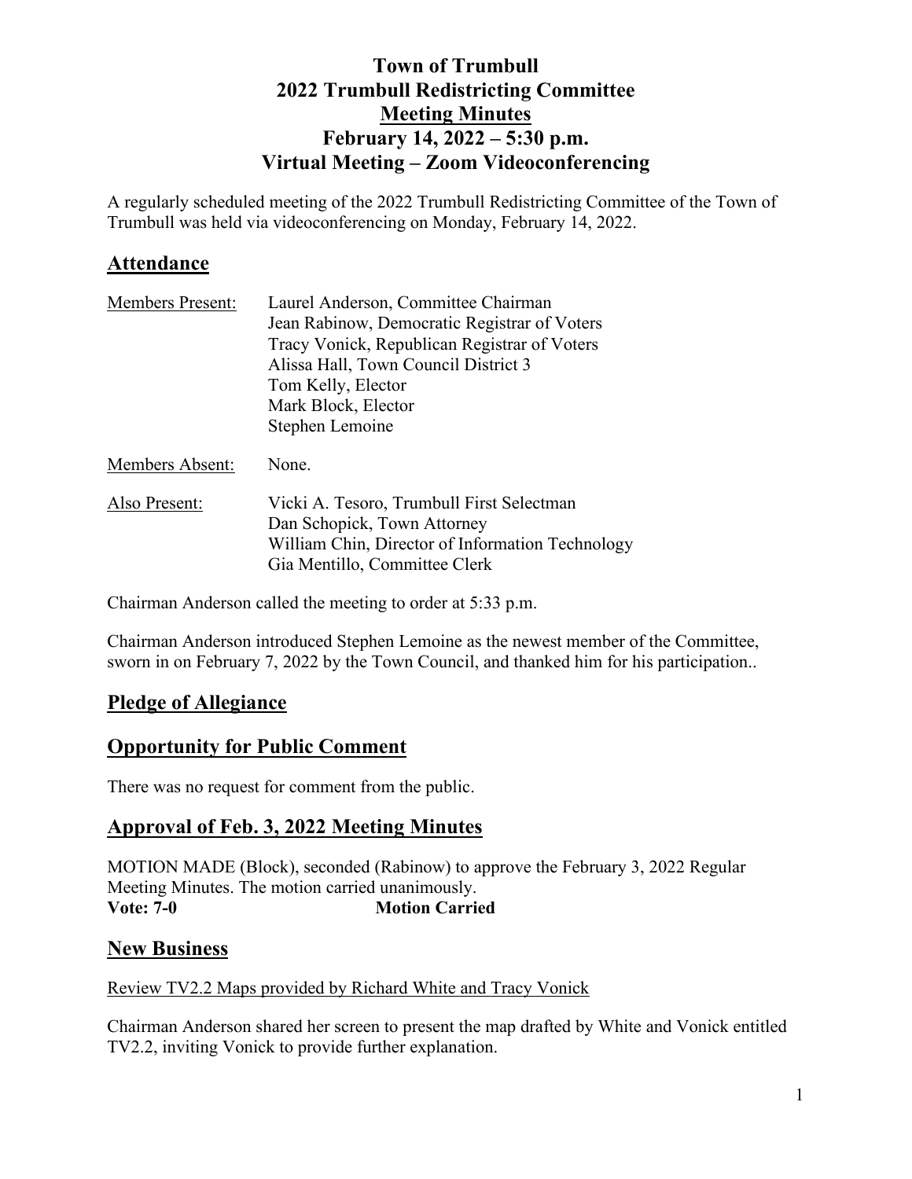# Town of Trumbull
# 2022 Trumbull Redistricting Committee
# Meeting Minutes
# February 14, 2022 – 5:30 p.m.
# Virtual Meeting – Zoom Videoconferencing

A regularly scheduled meeting of the 2022 Trumbull Redistricting Committee of the Town of Trumbull was held via videoconferencing on Monday, February 14, 2022.

## Attendance

| | |
|---|---|
| Members Present: | Laurel Anderson, Committee Chairman<br>Jean Rabinow, Democratic Registrar of Voters<br>Tracy Vonick, Republican Registrar of Voters<br>Alissa Hall, Town Council District 3<br>Tom Kelly, Elector<br>Mark Block, Elector<br>Stephen Lemoine |
| Members Absent: | None. |
| Also Present: | Vicki A. Tesoro, Trumbull First Selectman<br>Dan Schopick, Town Attorney<br>William Chin, Director of Information Technology<br>Gia Mentillo, Committee Clerk |

Chairman Anderson called the meeting to order at 5:33 p.m.

Chairman Anderson introduced Stephen Lemoine as the newest member of the Committee, sworn in on February 7, 2022 by the Town Council, and thanked him for his participation..

## Pledge of Allegiance

## Opportunity for Public Comment

There was no request for comment from the public.

## Approval of Feb. 3, 2022 Meeting Minutes

MOTION MADE (Block), seconded (Rabinow) to approve the February 3, 2022 Regular Meeting Minutes. The motion carried unanimously.
**Vote: 7-0** **Motion Carried**

## New Business

Review TV2.2 Maps provided by Richard White and Tracy Vonick

Chairman Anderson shared her screen to present the map drafted by White and Vonick entitled TV2.2, inviting Vonick to provide further explanation.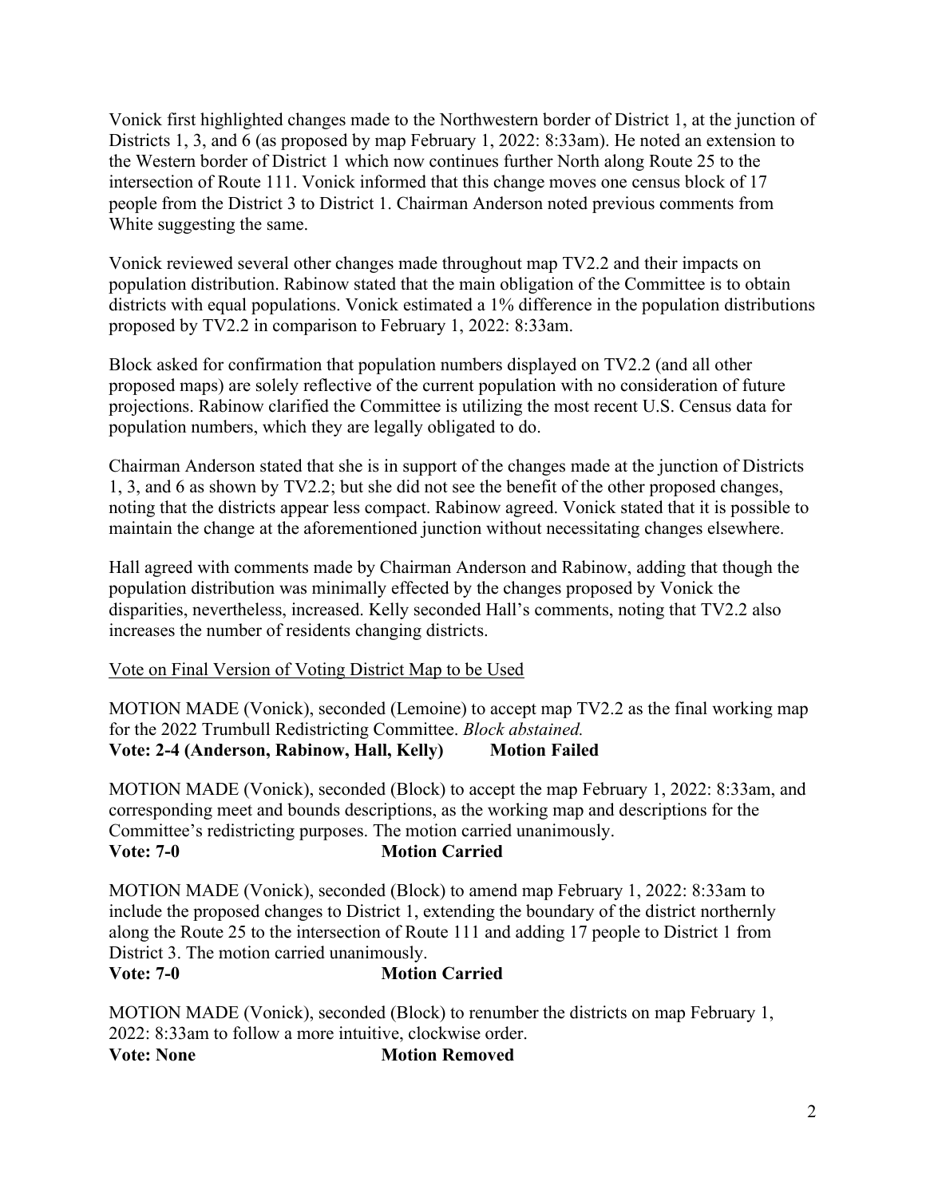Vonick first highlighted changes made to the Northwestern border of District 1, at the junction of Districts 1, 3, and 6 (as proposed by map February 1, 2022: 8:33am). He noted an extension to the Western border of District 1 which now continues further North along Route 25 to the intersection of Route 111. Vonick informed that this change moves one census block of 17 people from the District 3 to District 1. Chairman Anderson noted previous comments from White suggesting the same.

Vonick reviewed several other changes made throughout map TV2.2 and their impacts on population distribution. Rabinow stated that the main obligation of the Committee is to obtain districts with equal populations. Vonick estimated a 1% difference in the population distributions proposed by TV2.2 in comparison to February 1, 2022: 8:33am.

Block asked for confirmation that population numbers displayed on TV2.2 (and all other proposed maps) are solely reflective of the current population with no consideration of future projections. Rabinow clarified the Committee is utilizing the most recent U.S. Census data for population numbers, which they are legally obligated to do.

Chairman Anderson stated that she is in support of the changes made at the junction of Districts 1, 3, and 6 as shown by TV2.2; but she did not see the benefit of the other proposed changes, noting that the districts appear less compact. Rabinow agreed. Vonick stated that it is possible to maintain the change at the aforementioned junction without necessitating changes elsewhere.

Hall agreed with comments made by Chairman Anderson and Rabinow, adding that though the population distribution was minimally effected by the changes proposed by Vonick the disparities, nevertheless, increased. Kelly seconded Hall's comments, noting that TV2.2 also increases the number of residents changing districts.

<u>Vote on Final Version of Voting District Map to be Used</u>

MOTION MADE (Vonick), seconded (Lemoine) to accept map TV2.2 as the final working map for the 2022 Trumbull Redistricting Committee. *Block abstained.*
**Vote: 2-4 (Anderson, Rabinow, Hall, Kelly) Motion Failed**

MOTION MADE (Vonick), seconded (Block) to accept the map February 1, 2022: 8:33am, and corresponding meet and bounds descriptions, as the working map and descriptions for the Committee's redistricting purposes. The motion carried unanimously.
**Vote: 7-0 Motion Carried**

MOTION MADE (Vonick), seconded (Block) to amend map February 1, 2022: 8:33am to include the proposed changes to District 1, extending the boundary of the district northernly along the Route 25 to the intersection of Route 111 and adding 17 people to District 1 from District 3. The motion carried unanimously.
**Vote: 7-0 Motion Carried**

MOTION MADE (Vonick), seconded (Block) to renumber the districts on map February 1, 2022: 8:33am to follow a more intuitive, clockwise order.
**Vote: None Motion Removed**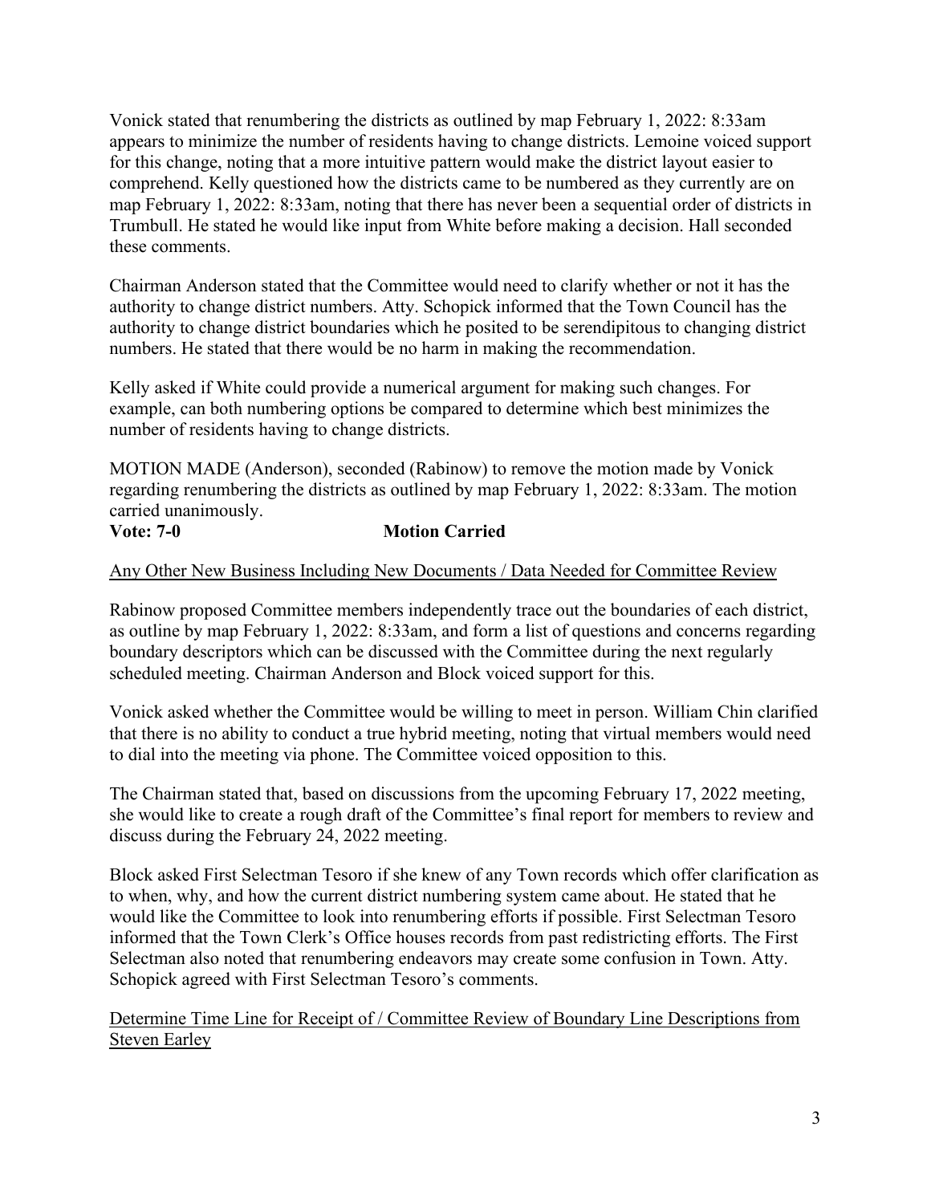Vonick stated that renumbering the districts as outlined by map February 1, 2022: 8:33am appears to minimize the number of residents having to change districts. Lemoine voiced support for this change, noting that a more intuitive pattern would make the district layout easier to comprehend. Kelly questioned how the districts came to be numbered as they currently are on map February 1, 2022: 8:33am, noting that there has never been a sequential order of districts in Trumbull. He stated he would like input from White before making a decision. Hall seconded these comments.

Chairman Anderson stated that the Committee would need to clarify whether or not it has the authority to change district numbers. Atty. Schopick informed that the Town Council has the authority to change district boundaries which he posited to be serendipitous to changing district numbers. He stated that there would be no harm in making the recommendation.

Kelly asked if White could provide a numerical argument for making such changes. For example, can both numbering options be compared to determine which best minimizes the number of residents having to change districts.

MOTION MADE (Anderson), seconded (Rabinow) to remove the motion made by Vonick regarding renumbering the districts as outlined by map February 1, 2022: 8:33am. The motion carried unanimously.

**Vote: 7-0** **Motion Carried**

<u>Any Other New Business Including New Documents / Data Needed for Committee Review</u>

Rabinow proposed Committee members independently trace out the boundaries of each district, as outline by map February 1, 2022: 8:33am, and form a list of questions and concerns regarding boundary descriptors which can be discussed with the Committee during the next regularly scheduled meeting. Chairman Anderson and Block voiced support for this.

Vonick asked whether the Committee would be willing to meet in person. William Chin clarified that there is no ability to conduct a true hybrid meeting, noting that virtual members would need to dial into the meeting via phone. The Committee voiced opposition to this.

The Chairman stated that, based on discussions from the upcoming February 17, 2022 meeting, she would like to create a rough draft of the Committee's final report for members to review and discuss during the February 24, 2022 meeting.

Block asked First Selectman Tesoro if she knew of any Town records which offer clarification as to when, why, and how the current district numbering system came about. He stated that he would like the Committee to look into renumbering efforts if possible. First Selectman Tesoro informed that the Town Clerk's Office houses records from past redistricting efforts. The First Selectman also noted that renumbering endeavors may create some confusion in Town. Atty. Schopick agreed with First Selectman Tesoro's comments.

<u>Determine Time Line for Receipt of / Committee Review of Boundary Line Descriptions from Steven Earley</u>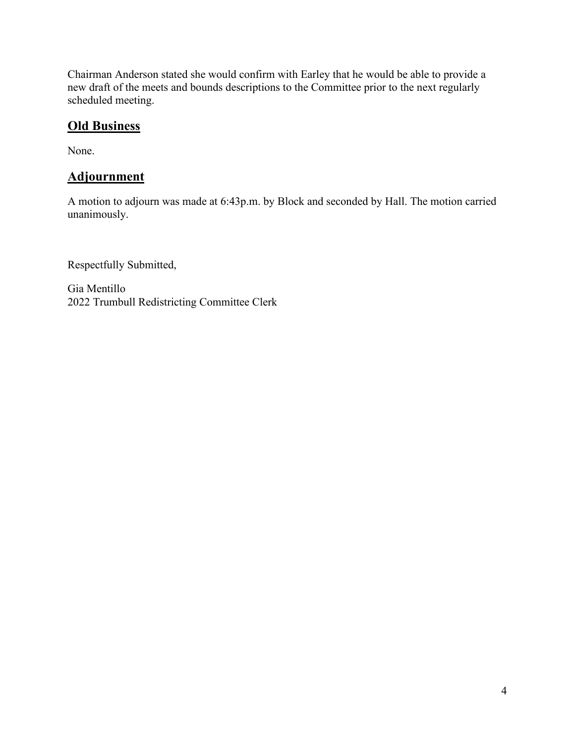Chairman Anderson stated she would confirm with Earley that he would be able to provide a new draft of the meets and bounds descriptions to the Committee prior to the next regularly scheduled meeting.

## Old Business

None.

## Adjournment

A motion to adjourn was made at 6:43p.m. by Block and seconded by Hall. The motion carried unanimously.

Respectfully Submitted,

Gia Mentillo
2022 Trumbull Redistricting Committee Clerk